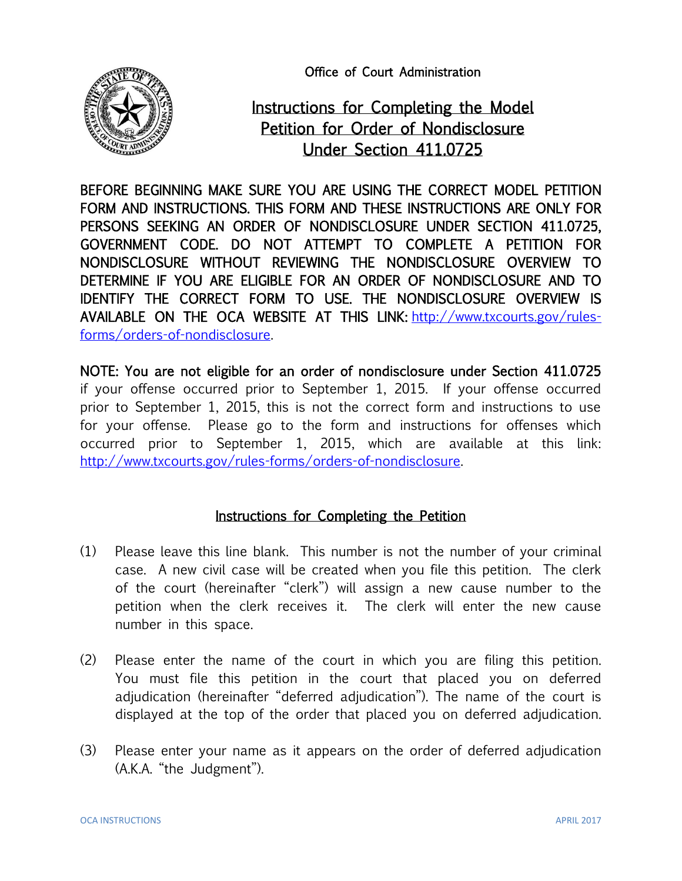Office of Court Administration

# Instructions for Completing the Model Petition for Order of Nondisclosure Under Section 411.0725

**BEFORE BEGINNING MAKE SURE YOU ARE USING THE CORRECT MODEL PETITION FORM AND INSTRUCTIONS. THIS FORM AND THESE INSTRUCTIONS ARE ONLY FOR PERSONS SEEKING AN ORDER OF NONDISCLOSURE UNDER SECTION 411.0725, GOVERNMENT CODE. DO NOT ATTEMPT TO COMPLETE A PETITION FOR NONDISCLOSURE WITHOUT REVIEWING THE NONDISCLOSURE OVERVIEW TO DETERMINE IF YOU ARE ELIGIBLE FOR AN ORDER OF NONDISCLOSURE AND TO IDENTIFY THE CORRECT FORM TO USE. THE NONDISCLOSURE OVERVIEW IS AVAILABLE ON THE OCA WEBSITE AT THIS LINK:** http://www.txcourts.gov/rules-forms/orders-of-nondisclosure.

**NOTE: You are not eligible for an order of nondisclosure under Section 411.0725** if your offense occurred prior to September 1, 2015. If your offense occurred prior to September 1, 2015, this is not the correct form and instructions to use for your offense. Please go to the form and instructions for offenses which occurred prior to September 1, 2015, which are available at this link: http://www.txcourts.gov/rules-forms/orders-of-nondisclosure.

## Instructions for Completing the Petition

(1) Please leave this line blank. This number is not the number of your criminal case. A new civil case will be created when you file this petition. The clerk of the court (hereinafter "clerk") will assign a new cause number to the petition when the clerk receives it. The clerk will enter the new cause number in this space.

(2) Please enter the name of the court in which you are filing this petition. You must file this petition in the court that placed you on deferred adjudication (hereinafter "deferred adjudication"). The name of the court is displayed at the top of the order that placed you on deferred adjudication.

(3) Please enter your name as it appears on the order of deferred adjudication (A.K.A. "the Judgment").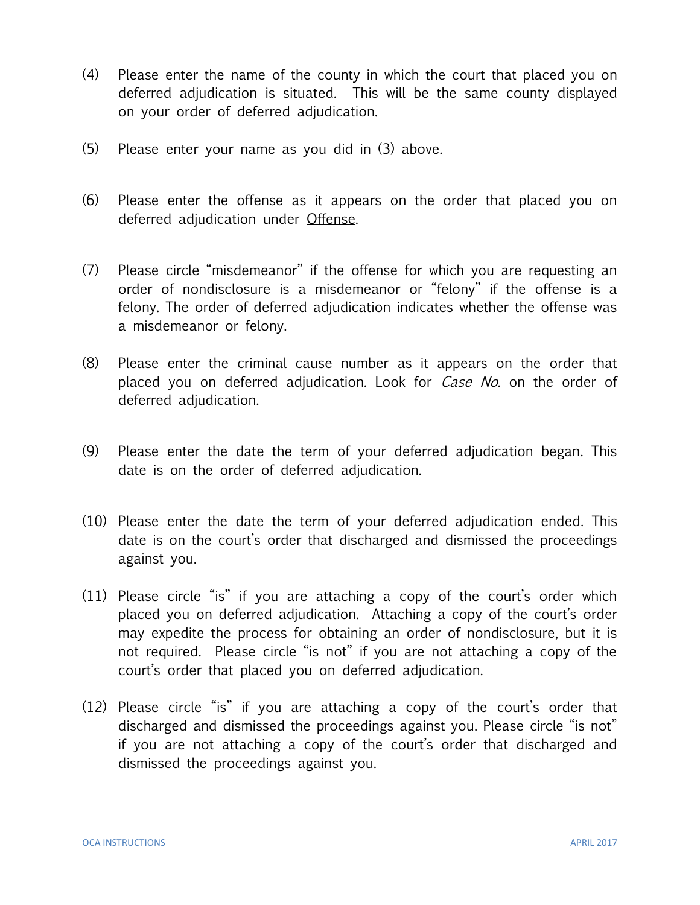(4) Please enter the name of the county in which the court that placed you on deferred adjudication is situated. This will be the same county displayed on your order of deferred adjudication.

(5) Please enter your name as you did in (3) above.

(6) Please enter the offense as it appears on the order that placed you on deferred adjudication under Offense.

(7) Please circle "misdemeanor" if the offense for which you are requesting an order of nondisclosure is a misdemeanor or "felony" if the offense is a felony. The order of deferred adjudication indicates whether the offense was a misdemeanor or felony.

(8) Please enter the criminal cause number as it appears on the order that placed you on deferred adjudication. Look for *Case No.* on the order of deferred adjudication.

(9) Please enter the date the term of your deferred adjudication began. This date is on the order of deferred adjudication.

(10) Please enter the date the term of your deferred adjudication ended. This date is on the court's order that discharged and dismissed the proceedings against you.

(11) Please circle "is" if you are attaching a copy of the court's order which placed you on deferred adjudication. Attaching a copy of the court's order may expedite the process for obtaining an order of nondisclosure, but it is not required. Please circle "is not" if you are not attaching a copy of the court's order that placed you on deferred adjudication.

(12) Please circle "is" if you are attaching a copy of the court's order that discharged and dismissed the proceedings against you. Please circle "is not" if you are not attaching a copy of the court's order that discharged and dismissed the proceedings against you.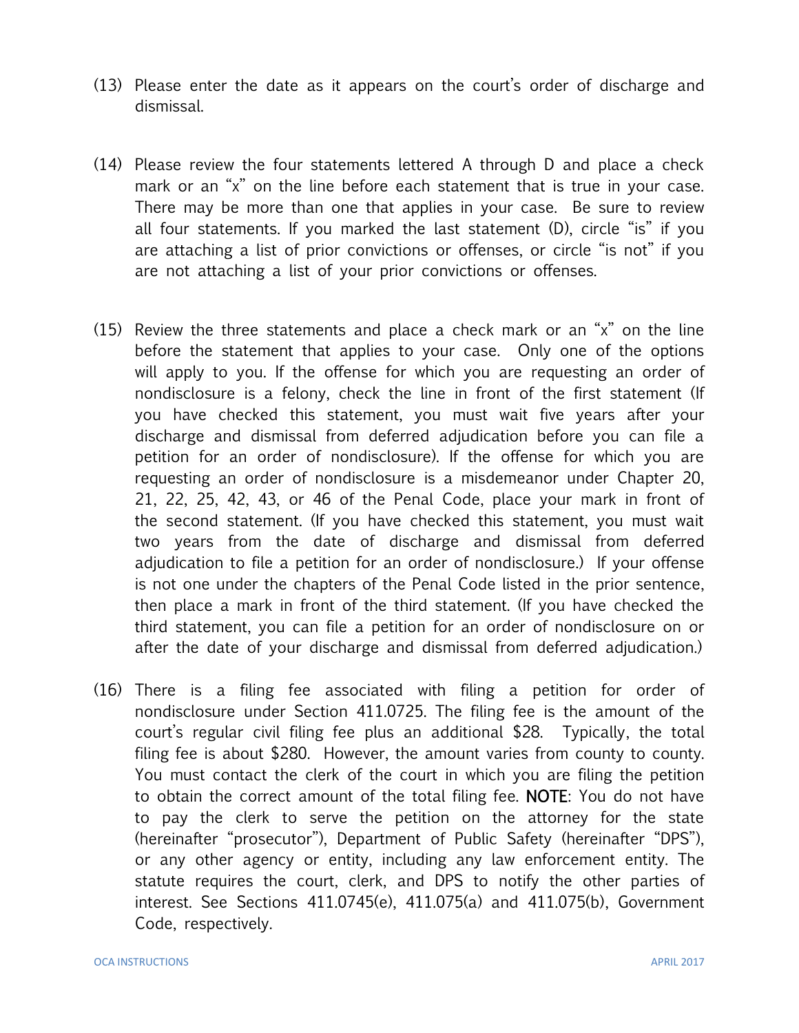(13) Please enter the date as it appears on the court's order of discharge and dismissal.

(14) Please review the four statements lettered A through D and place a check mark or an "x" on the line before each statement that is true in your case. There may be more than one that applies in your case. Be sure to review all four statements. If you marked the last statement (D), circle "is" if you are attaching a list of prior convictions or offenses, or circle "is not" if you are not attaching a list of your prior convictions or offenses.

(15) Review the three statements and place a check mark or an "x" on the line before the statement that applies to your case. Only one of the options will apply to you. If the offense for which you are requesting an order of nondisclosure is a felony, check the line in front of the first statement (If you have checked this statement, you must wait five years after your discharge and dismissal from deferred adjudication before you can file a petition for an order of nondisclosure). If the offense for which you are requesting an order of nondisclosure is a misdemeanor under Chapter 20, 21, 22, 25, 42, 43, or 46 of the Penal Code, place your mark in front of the second statement. (If you have checked this statement, you must wait two years from the date of discharge and dismissal from deferred adjudication to file a petition for an order of nondisclosure.) If your offense is not one under the chapters of the Penal Code listed in the prior sentence, then place a mark in front of the third statement. (If you have checked the third statement, you can file a petition for an order of nondisclosure on or after the date of your discharge and dismissal from deferred adjudication.)

(16) There is a filing fee associated with filing a petition for order of nondisclosure under Section 411.0725. The filing fee is the amount of the court's regular civil filing fee plus an additional $28. Typically, the total filing fee is about $280. However, the amount varies from county to county. You must contact the clerk of the court in which you are filing the petition to obtain the correct amount of the total filing fee. **NOTE**: You do not have to pay the clerk to serve the petition on the attorney for the state (hereinafter "prosecutor"), Department of Public Safety (hereinafter "DPS"), or any other agency or entity, including any law enforcement entity. The statute requires the court, clerk, and DPS to notify the other parties of interest. See Sections 411.0745(e), 411.075(a) and 411.075(b), Government Code, respectively.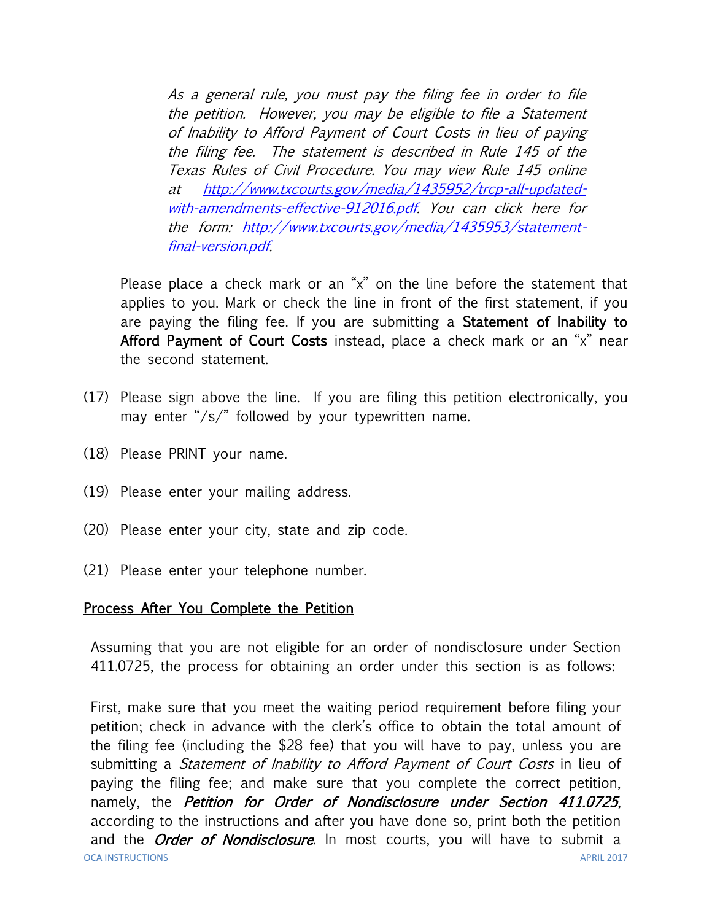*As a general rule, you must pay the filing fee in order to file the petition. However, you may be eligible to file a Statement of Inability to Afford Payment of Court Costs in lieu of paying the filing fee. The statement is described in Rule 145 of the Texas Rules of Civil Procedure. You may view Rule 145 online at [http://www.txcourts.gov/media/1435952/trcp-all-updated-with-amendments-effective-912016.pdf](http://www.txcourts.gov/media/1435952/trcp-all-updated-with-amendments-effective-912016.pdf). You can click here for the form: [http://www.txcourts.gov/media/1435953/statement-final-version.pdf](http://www.txcourts.gov/media/1435953/statement-final-version.pdf).*

Please place a check mark or an "x" on the line before the statement that applies to you. Mark or check the line in front of the first statement, if you are paying the filing fee. If you are submitting a **Statement of Inability to Afford Payment of Court Costs** instead, place a check mark or an "x" near the second statement.

(17) Please sign above the line. If you are filing this petition electronically, you may enter "/s/" followed by your typewritten name.

(18) Please PRINT your name.

(19) Please enter your mailing address.

(20) Please enter your city, state and zip code.

(21) Please enter your telephone number.

## Process After You Complete the Petition

Assuming that you are not eligible for an order of nondisclosure under Section 411.0725, the process for obtaining an order under this section is as follows:

First, make sure that you meet the waiting period requirement before filing your petition; check in advance with the clerk's office to obtain the total amount of the filing fee (including the $28 fee) that you will have to pay, unless you are submitting a *Statement of Inability to Afford Payment of Court Costs* in lieu of paying the filing fee; and make sure that you complete the correct petition, namely, the ***Petition for Order of Nondisclosure under Section 411.0725***, according to the instructions and after you have done so, print both the petition and the ***Order of Nondisclosure***. In most courts, you will have to submit a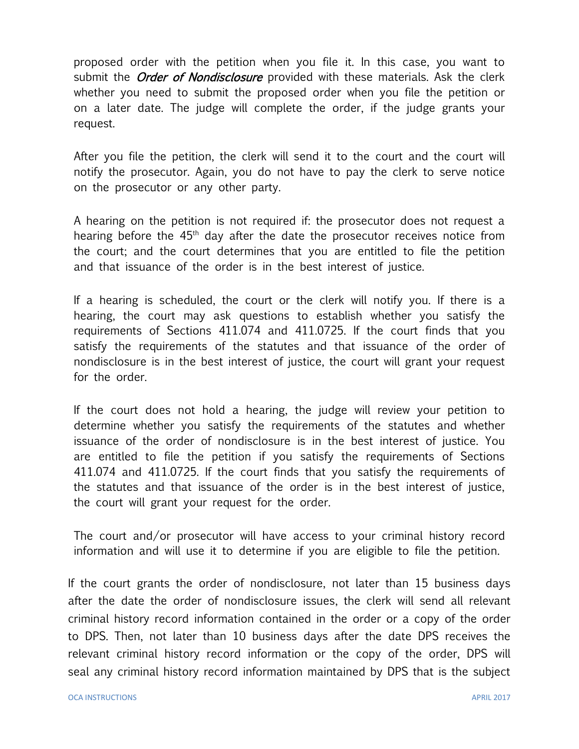proposed order with the petition when you file it. In this case, you want to submit the *Order of Nondisclosure* provided with these materials. Ask the clerk whether you need to submit the proposed order when you file the petition or on a later date. The judge will complete the order, if the judge grants your request.

After you file the petition, the clerk will send it to the court and the court will notify the prosecutor. Again, you do not have to pay the clerk to serve notice on the prosecutor or any other party.

A hearing on the petition is not required if: the prosecutor does not request a hearing before the 45th day after the date the prosecutor receives notice from the court; and the court determines that you are entitled to file the petition and that issuance of the order is in the best interest of justice.

If a hearing is scheduled, the court or the clerk will notify you. If there is a hearing, the court may ask questions to establish whether you satisfy the requirements of Sections 411.074 and 411.0725. If the court finds that you satisfy the requirements of the statutes and that issuance of the order of nondisclosure is in the best interest of justice, the court will grant your request for the order.

If the court does not hold a hearing, the judge will review your petition to determine whether you satisfy the requirements of the statutes and whether issuance of the order of nondisclosure is in the best interest of justice. You are entitled to file the petition if you satisfy the requirements of Sections 411.074 and 411.0725. If the court finds that you satisfy the requirements of the statutes and that issuance of the order is in the best interest of justice, the court will grant your request for the order.

The court and/or prosecutor will have access to your criminal history record information and will use it to determine if you are eligible to file the petition.

If the court grants the order of nondisclosure, not later than 15 business days after the date the order of nondisclosure issues, the clerk will send all relevant criminal history record information contained in the order or a copy of the order to DPS. Then, not later than 10 business days after the date DPS receives the relevant criminal history record information or the copy of the order, DPS will seal any criminal history record information maintained by DPS that is the subject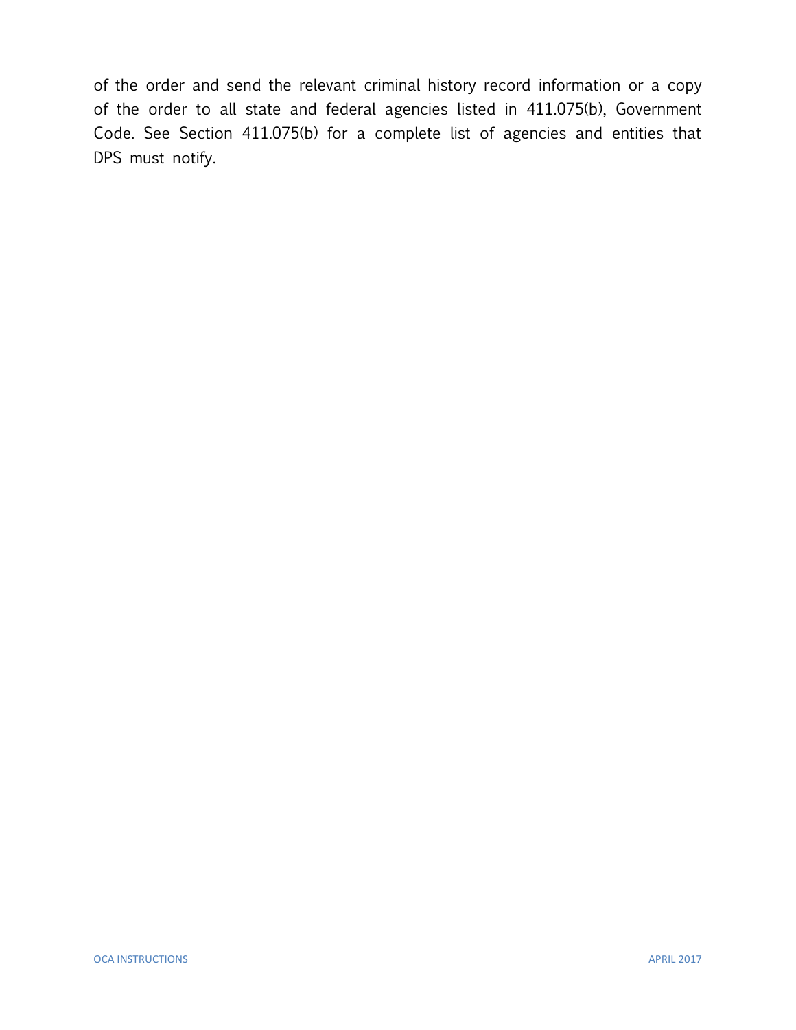of the order and send the relevant criminal history record information or a copy of the order to all state and federal agencies listed in 411.075(b), Government Code. See Section 411.075(b) for a complete list of agencies and entities that DPS must notify.